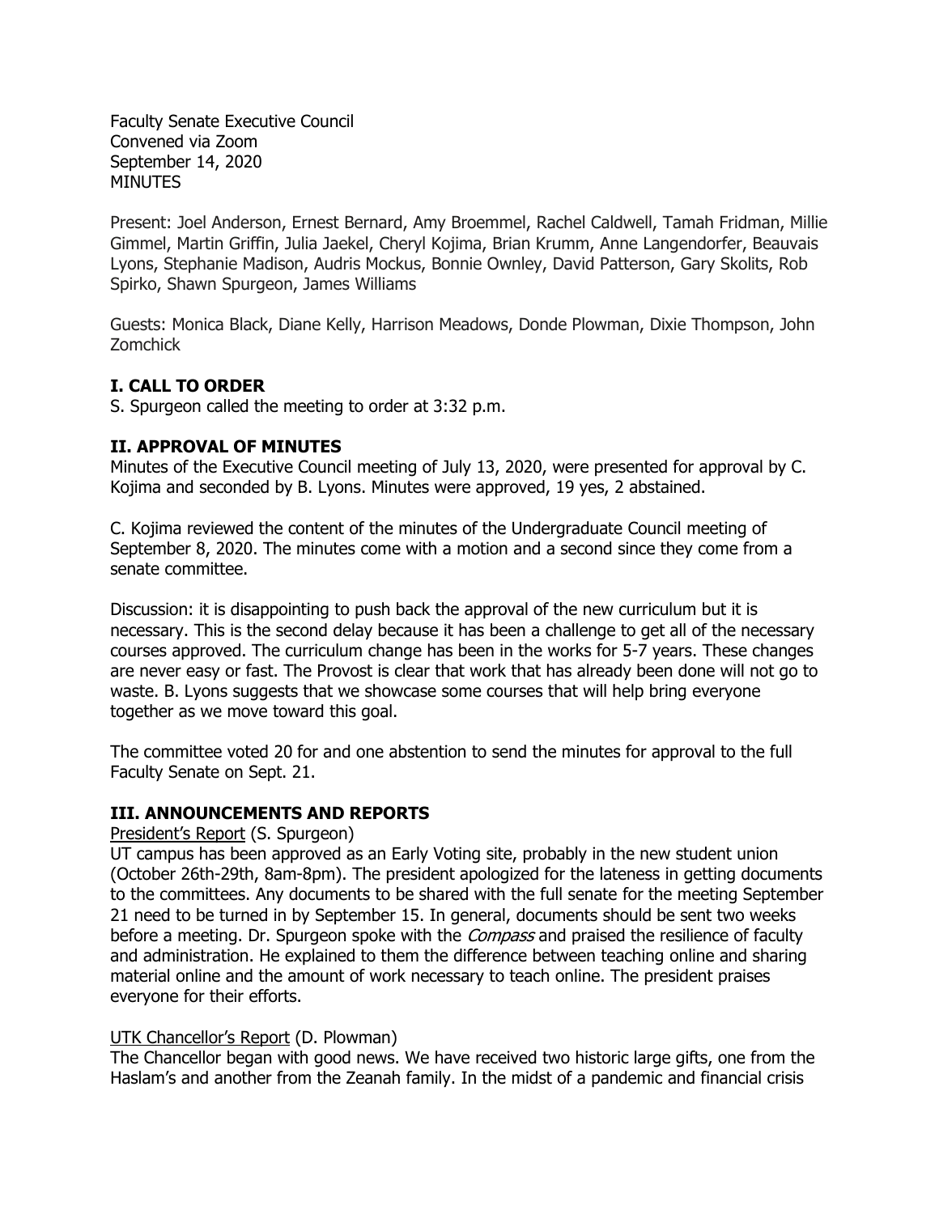Faculty Senate Executive Council
Convened via Zoom
September 14, 2020
MINUTES

Present: Joel Anderson, Ernest Bernard, Amy Broemmel, Rachel Caldwell, Tamah Fridman, Millie Gimmel, Martin Griffin, Julia Jaekel, Cheryl Kojima, Brian Krumm, Anne Langendorfer, Beauvais Lyons, Stephanie Madison, Audris Mockus, Bonnie Ownley, David Patterson, Gary Skolits, Rob Spirko, Shawn Spurgeon, James Williams

Guests: Monica Black, Diane Kelly, Harrison Meadows, Donde Plowman, Dixie Thompson, John Zomchick

## I. CALL TO ORDER

S. Spurgeon called the meeting to order at 3:32 p.m.

## II. APPROVAL OF MINUTES

Minutes of the Executive Council meeting of July 13, 2020, were presented for approval by C. Kojima and seconded by B. Lyons. Minutes were approved, 19 yes, 2 abstained.

C. Kojima reviewed the content of the minutes of the Undergraduate Council meeting of September 8, 2020. The minutes come with a motion and a second since they come from a senate committee.

Discussion: it is disappointing to push back the approval of the new curriculum but it is necessary. This is the second delay because it has been a challenge to get all of the necessary courses approved. The curriculum change has been in the works for 5-7 years. These changes are never easy or fast. The Provost is clear that work that has already been done will not go to waste. B. Lyons suggests that we showcase some courses that will help bring everyone together as we move toward this goal.

The committee voted 20 for and one abstention to send the minutes for approval to the full Faculty Senate on Sept. 21.

## III. ANNOUNCEMENTS AND REPORTS

President's Report (S. Spurgeon)

UT campus has been approved as an Early Voting site, probably in the new student union (October 26th-29th, 8am-8pm). The president apologized for the lateness in getting documents to the committees. Any documents to be shared with the full senate for the meeting September 21 need to be turned in by September 15. In general, documents should be sent two weeks before a meeting. Dr. Spurgeon spoke with the *Compass* and praised the resilience of faculty and administration. He explained to them the difference between teaching online and sharing material online and the amount of work necessary to teach online. The president praises everyone for their efforts.

UTK Chancellor's Report (D. Plowman)

The Chancellor began with good news. We have received two historic large gifts, one from the Haslam's and another from the Zeanah family. In the midst of a pandemic and financial crisis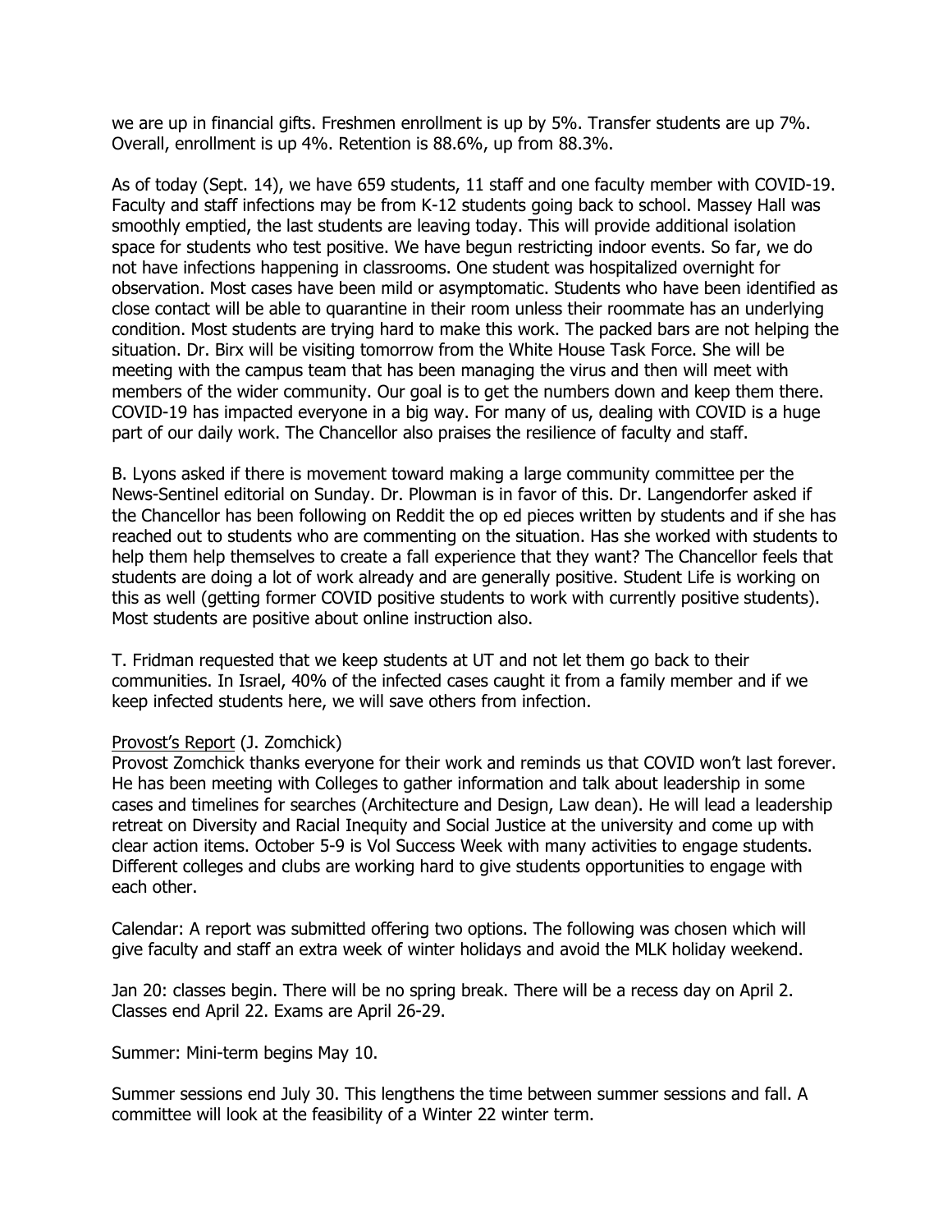we are up in financial gifts. Freshmen enrollment is up by 5%. Transfer students are up 7%. Overall, enrollment is up 4%. Retention is 88.6%, up from 88.3%.

As of today (Sept. 14), we have 659 students, 11 staff and one faculty member with COVID-19. Faculty and staff infections may be from K-12 students going back to school. Massey Hall was smoothly emptied, the last students are leaving today. This will provide additional isolation space for students who test positive. We have begun restricting indoor events. So far, we do not have infections happening in classrooms. One student was hospitalized overnight for observation. Most cases have been mild or asymptomatic. Students who have been identified as close contact will be able to quarantine in their room unless their roommate has an underlying condition. Most students are trying hard to make this work. The packed bars are not helping the situation. Dr. Birx will be visiting tomorrow from the White House Task Force. She will be meeting with the campus team that has been managing the virus and then will meet with members of the wider community. Our goal is to get the numbers down and keep them there. COVID-19 has impacted everyone in a big way. For many of us, dealing with COVID is a huge part of our daily work. The Chancellor also praises the resilience of faculty and staff.

B. Lyons asked if there is movement toward making a large community committee per the News-Sentinel editorial on Sunday. Dr. Plowman is in favor of this. Dr. Langendorfer asked if the Chancellor has been following on Reddit the op ed pieces written by students and if she has reached out to students who are commenting on the situation. Has she worked with students to help them help themselves to create a fall experience that they want? The Chancellor feels that students are doing a lot of work already and are generally positive. Student Life is working on this as well (getting former COVID positive students to work with currently positive students). Most students are positive about online instruction also.

T. Fridman requested that we keep students at UT and not let them go back to their communities. In Israel, 40% of the infected cases caught it from a family member and if we keep infected students here, we will save others from infection.

<u>Provost's Report</u> (J. Zomchick)
Provost Zomchick thanks everyone for their work and reminds us that COVID won't last forever. He has been meeting with Colleges to gather information and talk about leadership in some cases and timelines for searches (Architecture and Design, Law dean). He will lead a leadership retreat on Diversity and Racial Inequity and Social Justice at the university and come up with clear action items. October 5-9 is Vol Success Week with many activities to engage students. Different colleges and clubs are working hard to give students opportunities to engage with each other.

Calendar: A report was submitted offering two options. The following was chosen which will give faculty and staff an extra week of winter holidays and avoid the MLK holiday weekend.

Jan 20: classes begin. There will be no spring break. There will be a recess day on April 2. Classes end April 22. Exams are April 26-29.

Summer: Mini-term begins May 10.

Summer sessions end July 30. This lengthens the time between summer sessions and fall. A committee will look at the feasibility of a Winter 22 winter term.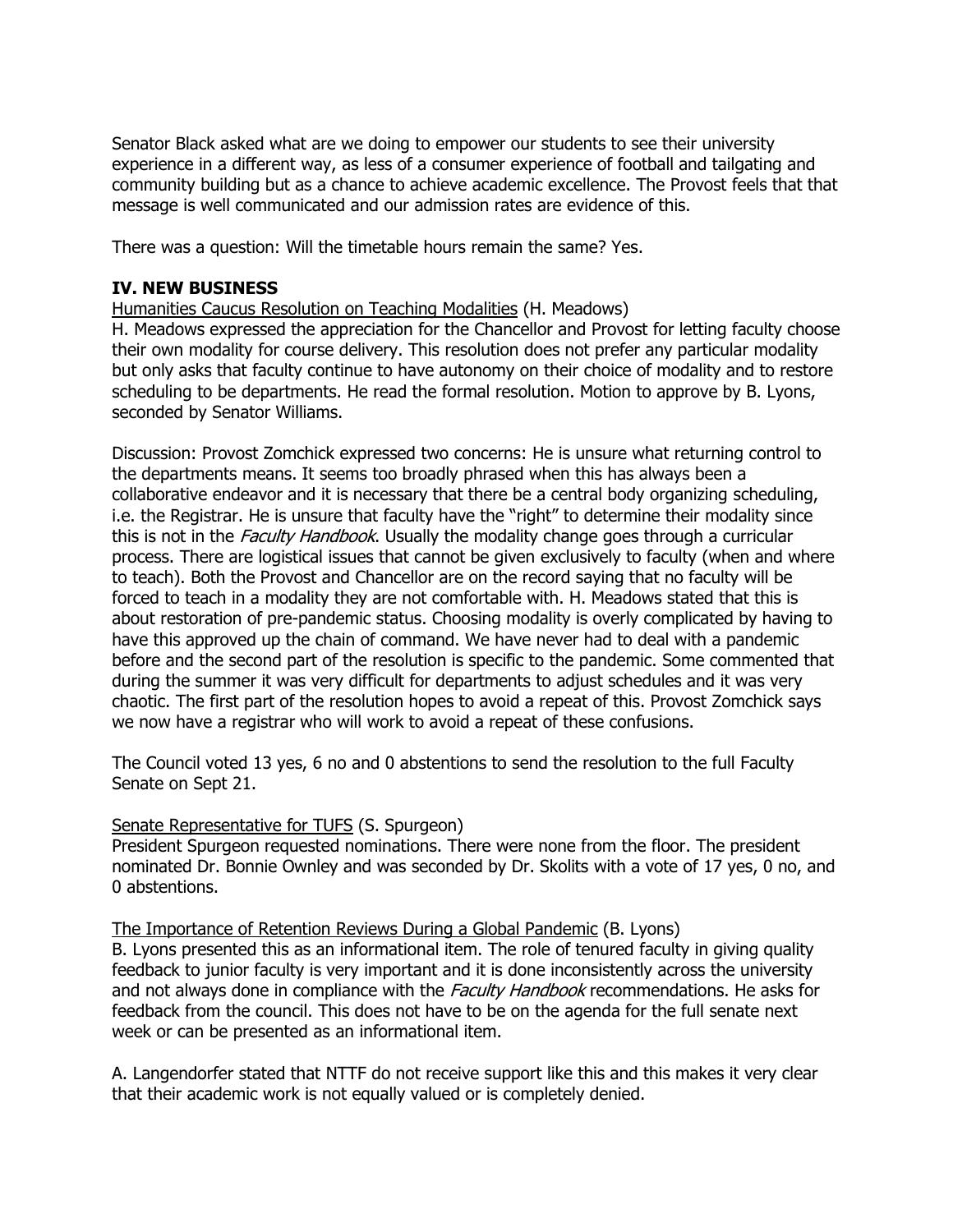Senator Black asked what are we doing to empower our students to see their university experience in a different way, as less of a consumer experience of football and tailgating and community building but as a chance to achieve academic excellence. The Provost feels that that message is well communicated and our admission rates are evidence of this.

There was a question: Will the timetable hours remain the same? Yes.

## IV. NEW BUSINESS

Humanities Caucus Resolution on Teaching Modalities (H. Meadows)
H. Meadows expressed the appreciation for the Chancellor and Provost for letting faculty choose their own modality for course delivery. This resolution does not prefer any particular modality but only asks that faculty continue to have autonomy on their choice of modality and to restore scheduling to be departments. He read the formal resolution. Motion to approve by B. Lyons, seconded by Senator Williams.

Discussion: Provost Zomchick expressed two concerns: He is unsure what returning control to the departments means. It seems too broadly phrased when this has always been a collaborative endeavor and it is necessary that there be a central body organizing scheduling, i.e. the Registrar. He is unsure that faculty have the "right" to determine their modality since this is not in the *Faculty Handbook*. Usually the modality change goes through a curricular process. There are logistical issues that cannot be given exclusively to faculty (when and where to teach). Both the Provost and Chancellor are on the record saying that no faculty will be forced to teach in a modality they are not comfortable with. H. Meadows stated that this is about restoration of pre-pandemic status. Choosing modality is overly complicated by having to have this approved up the chain of command. We have never had to deal with a pandemic before and the second part of the resolution is specific to the pandemic. Some commented that during the summer it was very difficult for departments to adjust schedules and it was very chaotic. The first part of the resolution hopes to avoid a repeat of this. Provost Zomchick says we now have a registrar who will work to avoid a repeat of these confusions.

The Council voted 13 yes, 6 no and 0 abstentions to send the resolution to the full Faculty Senate on Sept 21.

Senate Representative for TUFS (S. Spurgeon)
President Spurgeon requested nominations. There were none from the floor. The president nominated Dr. Bonnie Ownley and was seconded by Dr. Skolits with a vote of 17 yes, 0 no, and 0 abstentions.

The Importance of Retention Reviews During a Global Pandemic (B. Lyons)
B. Lyons presented this as an informational item. The role of tenured faculty in giving quality feedback to junior faculty is very important and it is done inconsistently across the university and not always done in compliance with the *Faculty Handbook* recommendations. He asks for feedback from the council. This does not have to be on the agenda for the full senate next week or can be presented as an informational item.

A. Langendorfer stated that NTTF do not receive support like this and this makes it very clear that their academic work is not equally valued or is completely denied.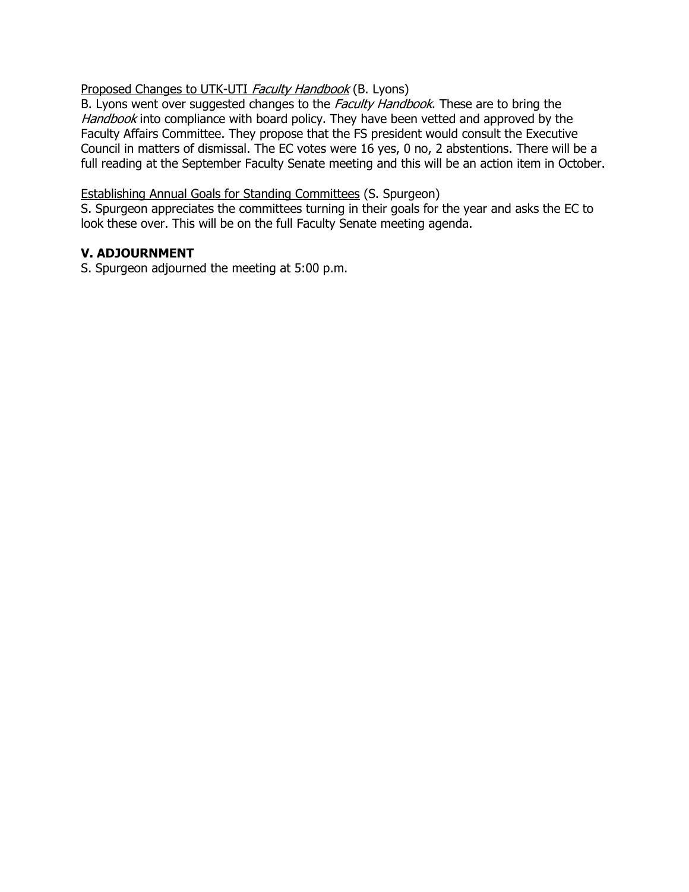Proposed Changes to UTK-UTI *Faculty Handbook* (B. Lyons)

B. Lyons went over suggested changes to the *Faculty Handbook*. These are to bring the *Handbook* into compliance with board policy. They have been vetted and approved by the Faculty Affairs Committee. They propose that the FS president would consult the Executive Council in matters of dismissal. The EC votes were 16 yes, 0 no, 2 abstentions. There will be a full reading at the September Faculty Senate meeting and this will be an action item in October.

Establishing Annual Goals for Standing Committees (S. Spurgeon)

S. Spurgeon appreciates the committees turning in their goals for the year and asks the EC to look these over. This will be on the full Faculty Senate meeting agenda.

## V. ADJOURNMENT

S. Spurgeon adjourned the meeting at 5:00 p.m.